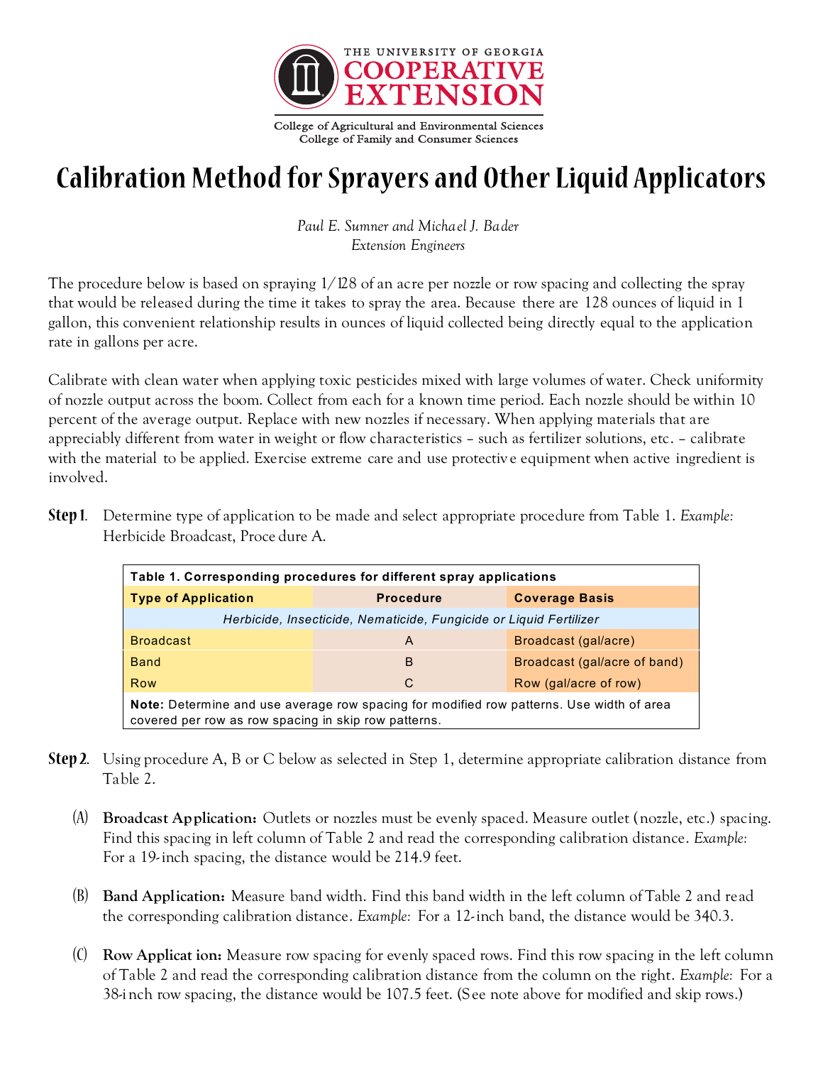THE UNIVERSITY OF GEORGIA
COOPERATIVE EXTENSION

College of Agricultural and Environmental Sciences
College of Family and Consumer Sciences

# Calibration Method for Sprayers and Other Liquid Applicators

*Paul E. Sumner and Michael J. Bader*
*Extension Engineers*

The procedure below is based on spraying 1/128 of an acre per nozzle or row spacing and collecting the spray that would be released during the time it takes to spray the area. Because there are 128 ounces of liquid in 1 gallon, this convenient relationship results in ounces of liquid collected being directly equal to the application rate in gallons per acre.

Calibrate with clean water when applying toxic pesticides mixed with large volumes of water. Check uniformity of nozzle output across the boom. Collect from each for a known time period. Each nozzle should be within 10 percent of the average output. Replace with new nozzles if necessary. When applying materials that are appreciably different from water in weight or flow characteristics – such as fertilizer solutions, etc. – calibrate with the material to be applied. Exercise extreme care and use protective equipment when active ingredient is involved.

**Step 1**. Determine type of application to be made and select appropriate procedure from Table 1. *Example:* Herbicide Broadcast, Procedure A.

**Table 1. Corresponding procedures for different spray applications**

| Type of Application | Procedure | Coverage Basis |
|---|---|---|
| *Herbicide, Insecticide, Nematicide, Fungicide or Liquid Fertilizer* | | |
| Broadcast | A | Broadcast (gal/acre) |
| Band | B | Broadcast (gal/acre of band) |
| Row | C | Row (gal/acre of row) |

**Note:** Determine and use average row spacing for modified row patterns. Use width of area covered per row as row spacing in skip row patterns.

**Step 2**. Using procedure A, B or C below as selected in Step 1, determine appropriate calibration distance from Table 2.

(A) **Broadcast Application:** Outlets or nozzles must be evenly spaced. Measure outlet (nozzle, etc.) spacing. Find this spacing in left column of Table 2 and read the corresponding calibration distance. *Example:* For a 19-inch spacing, the distance would be 214.9 feet.

(B) **Band Application:** Measure band width. Find this band width in the left column of Table 2 and read the corresponding calibration distance. *Example:* For a 12-inch band, the distance would be 340.3.

(C) **Row Application:** Measure row spacing for evenly spaced rows. Find this row spacing in the left column of Table 2 and read the corresponding calibration distance from the column on the right. *Example:* For a 38-inch row spacing, the distance would be 107.5 feet. (See note above for modified and skip rows.)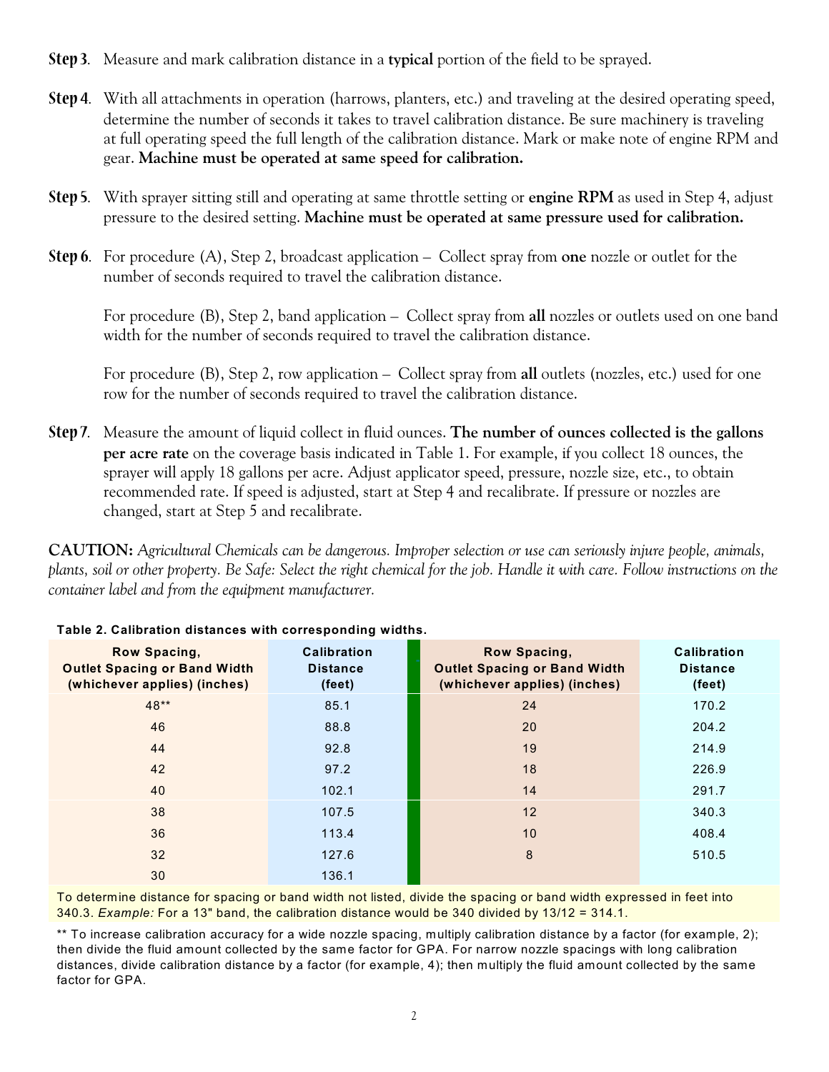**Step 3**. Measure and mark calibration distance in a **typical** portion of the field to be sprayed.

**Step 4**. With all attachments in operation (harrows, planters, etc.) and traveling at the desired operating speed, determine the number of seconds it takes to travel calibration distance. Be sure machinery is traveling at full operating speed the full length of the calibration distance. Mark or make note of engine RPM and gear. **Machine must be operated at same speed for calibration.**

**Step 5**. With sprayer sitting still and operating at same throttle setting or **engine RPM** as used in Step 4, adjust pressure to the desired setting. **Machine must be operated at same pressure used for calibration.**

**Step 6**. For procedure (A), Step 2, broadcast application – Collect spray from **one** nozzle or outlet for the number of seconds required to travel the calibration distance.

For procedure (B), Step 2, band application – Collect spray from **all** nozzles or outlets used on one band width for the number of seconds required to travel the calibration distance.

For procedure (B), Step 2, row application – Collect spray from **all** outlets (nozzles, etc.) used for one row for the number of seconds required to travel the calibration distance.

**Step 7**. Measure the amount of liquid collect in fluid ounces. **The number of ounces collected is the gallons per acre rate** on the coverage basis indicated in Table 1. For example, if you collect 18 ounces, the sprayer will apply 18 gallons per acre. Adjust applicator speed, pressure, nozzle size, etc., to obtain recommended rate. If speed is adjusted, start at Step 4 and recalibrate. If pressure or nozzles are changed, start at Step 5 and recalibrate.

**CAUTION:** *Agricultural Chemicals can be dangerous. Improper selection or use can seriously injure people, animals, plants, soil or other property. Be Safe: Select the right chemical for the job. Handle it with care. Follow instructions on the container label and from the equipment manufacturer.*

**Table 2. Calibration distances with corresponding widths.**

| Row Spacing, Outlet Spacing or Band Width (whichever applies) (inches) | Calibration Distance (feet) | Row Spacing, Outlet Spacing or Band Width (whichever applies) (inches) | Calibration Distance (feet) |
|---|---|---|---|
| 48** | 85.1 | 24 | 170.2 |
| 46 | 88.8 | 20 | 204.2 |
| 44 | 92.8 | 19 | 214.9 |
| 42 | 97.2 | 18 | 226.9 |
| 40 | 102.1 | 14 | 291.7 |
| 38 | 107.5 | 12 | 340.3 |
| 36 | 113.4 | 10 | 408.4 |
| 32 | 127.6 | 8 | 510.5 |
| 30 | 136.1 | | |

To determine distance for spacing or band width not listed, divide the spacing or band width expressed in feet into 340.3. *Example:* For a 13" band, the calibration distance would be 340 divided by 13/12 = 314.1.

** To increase calibration accuracy for a wide nozzle spacing, multiply calibration distance by a factor (for example, 2); then divide the fluid amount collected by the same factor for GPA. For narrow nozzle spacings with long calibration distances, divide calibration distance by a factor (for example, 4); then multiply the fluid amount collected by the same factor for GPA.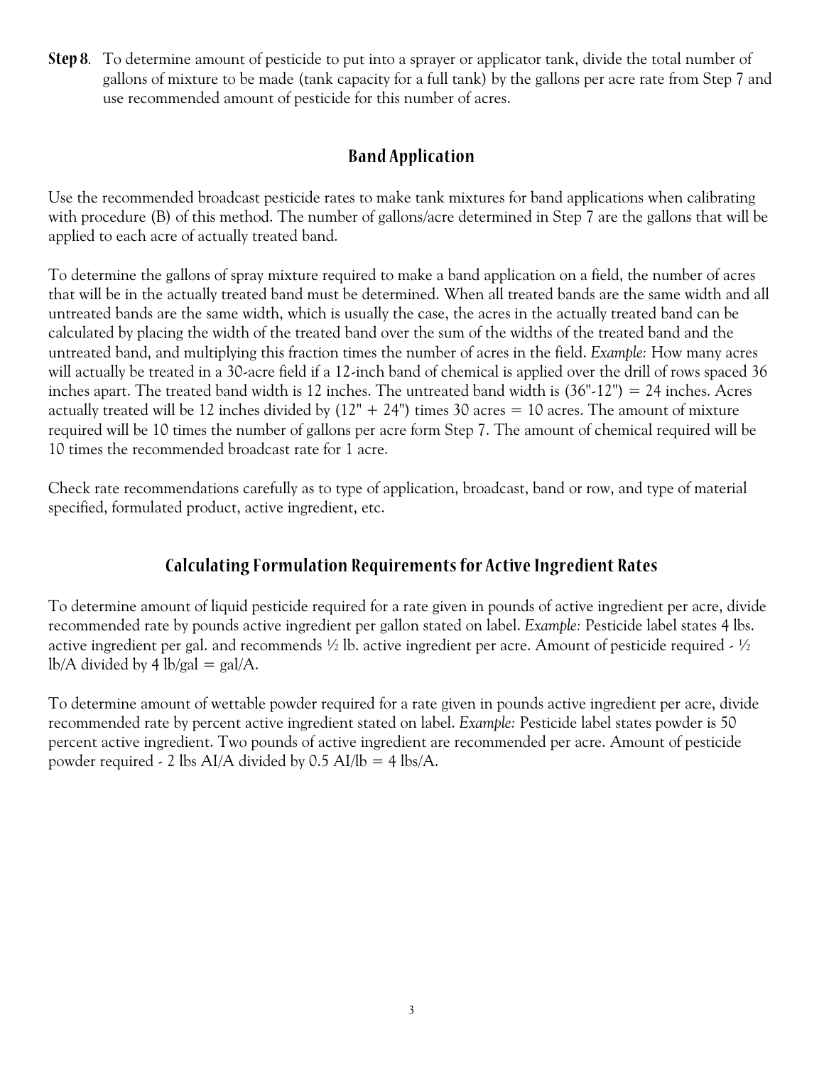**Step 8**. To determine amount of pesticide to put into a sprayer or applicator tank, divide the total number of gallons of mixture to be made (tank capacity for a full tank) by the gallons per acre rate from Step 7 and use recommended amount of pesticide for this number of acres.

## Band Application

Use the recommended broadcast pesticide rates to make tank mixtures for band applications when calibrating with procedure (B) of this method. The number of gallons/acre determined in Step 7 are the gallons that will be applied to each acre of actually treated band.

To determine the gallons of spray mixture required to make a band application on a field, the number of acres that will be in the actually treated band must be determined. When all treated bands are the same width and all untreated bands are the same width, which is usually the case, the acres in the actually treated band can be calculated by placing the width of the treated band over the sum of the widths of the treated band and the untreated band, and multiplying this fraction times the number of acres in the field. *Example:* How many acres will actually be treated in a 30-acre field if a 12-inch band of chemical is applied over the drill of rows spaced 36 inches apart. The treated band width is 12 inches. The untreated band width is (36"-12") = 24 inches. Acres actually treated will be 12 inches divided by (12" + 24") times 30 acres = 10 acres. The amount of mixture required will be 10 times the number of gallons per acre form Step 7. The amount of chemical required will be 10 times the recommended broadcast rate for 1 acre.

Check rate recommendations carefully as to type of application, broadcast, band or row, and type of material specified, formulated product, active ingredient, etc.

## Calculating Formulation Requirements for Active Ingredient Rates

To determine amount of liquid pesticide required for a rate given in pounds of active ingredient per acre, divide recommended rate by pounds active ingredient per gallon stated on label. *Example:* Pesticide label states 4 lbs. active ingredient per gal. and recommends ½ lb. active ingredient per acre. Amount of pesticide required - ½ lb/A divided by 4 lb/gal = gal/A.

To determine amount of wettable powder required for a rate given in pounds active ingredient per acre, divide recommended rate by percent active ingredient stated on label. *Example:* Pesticide label states powder is 50 percent active ingredient. Two pounds of active ingredient are recommended per acre. Amount of pesticide powder required - 2 lbs AI/A divided by 0.5 AI/lb = 4 lbs/A.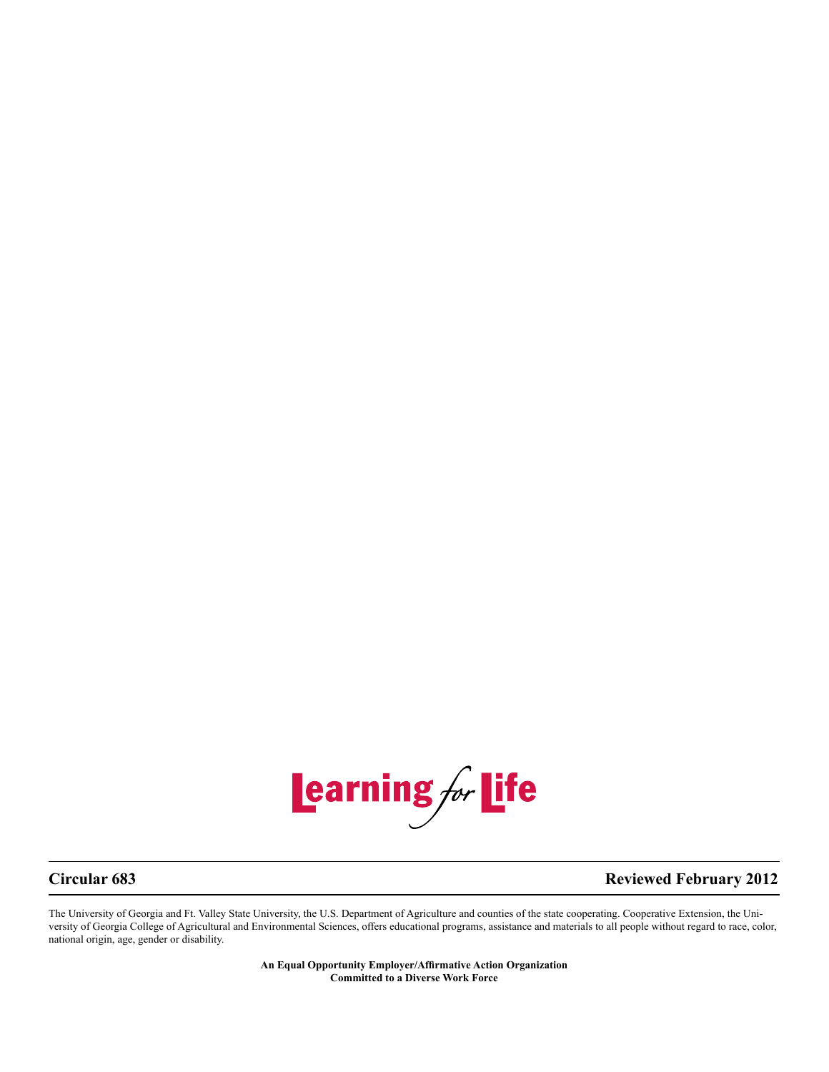Learning for Life

**Circular 683** **Reviewed February 2012**

The University of Georgia and Ft. Valley State University, the U.S. Department of Agriculture and counties of the state cooperating. Cooperative Extension, the University of Georgia College of Agricultural and Environmental Sciences, offers educational programs, assistance and materials to all people without regard to race, color, national origin, age, gender or disability.

**An Equal Opportunity Employer/Affirmative Action Organization**
**Committed to a Diverse Work Force**